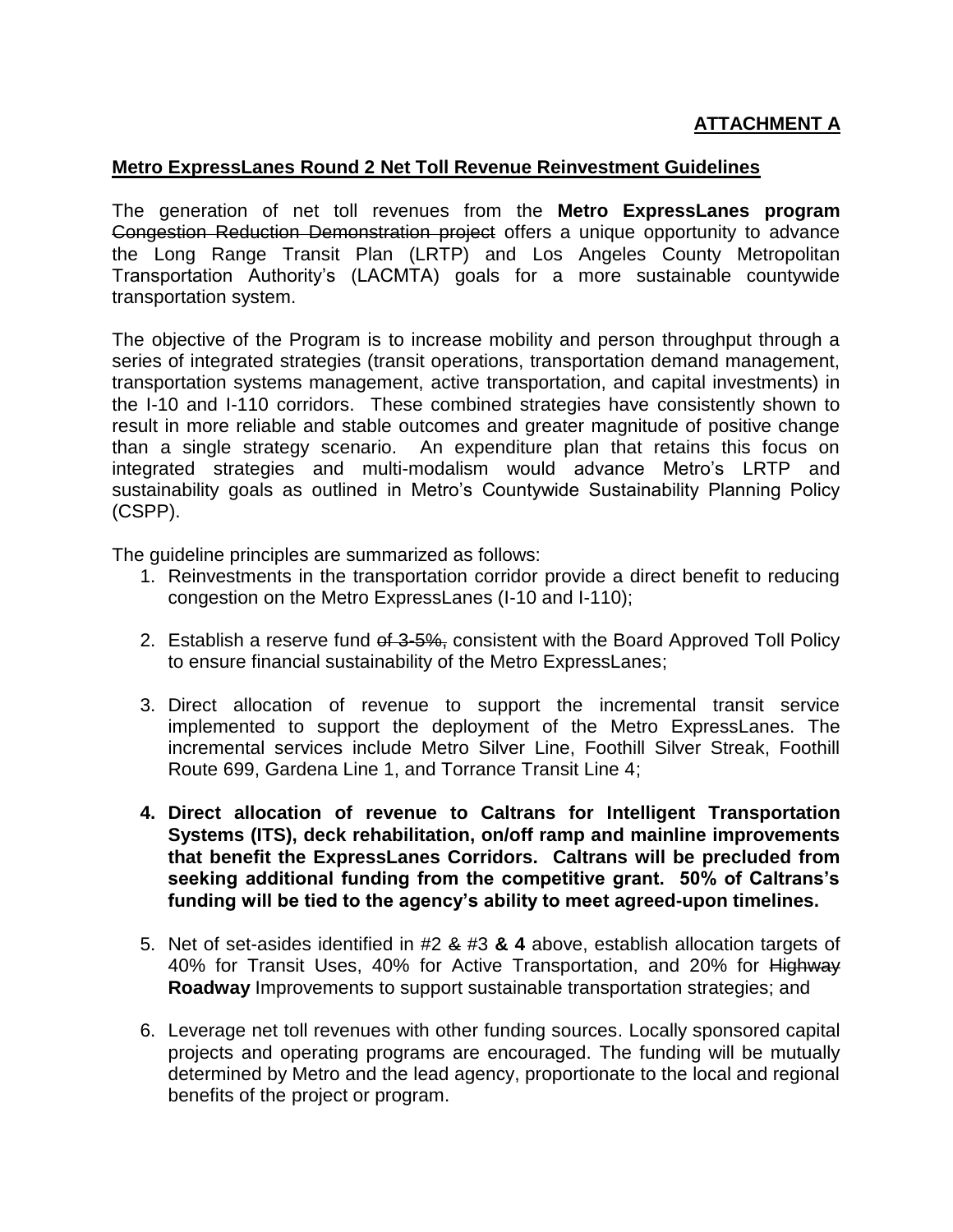**ATTACHMENT A**

**Metro ExpressLanes Round 2 Net Toll Revenue Reinvestment Guidelines**

The generation of net toll revenues from the **Metro ExpressLanes program** ~~Congestion Reduction Demonstration project~~ offers a unique opportunity to advance the Long Range Transit Plan (LRTP) and Los Angeles County Metropolitan Transportation Authority's (LACMTA) goals for a more sustainable countywide transportation system.

The objective of the Program is to increase mobility and person throughput through a series of integrated strategies (transit operations, transportation demand management, transportation systems management, active transportation, and capital investments) in the I-10 and I-110 corridors. These combined strategies have consistently shown to result in more reliable and stable outcomes and greater magnitude of positive change than a single strategy scenario. An expenditure plan that retains this focus on integrated strategies and multi-modalism would advance Metro's LRTP and sustainability goals as outlined in Metro's Countywide Sustainability Planning Policy (CSPP).

The guideline principles are summarized as follows:

1. Reinvestments in the transportation corridor provide a direct benefit to reducing congestion on the Metro ExpressLanes (I-10 and I-110);

2. Establish a reserve fund ~~of 3-5%,~~ consistent with the Board Approved Toll Policy to ensure financial sustainability of the Metro ExpressLanes;

3. Direct allocation of revenue to support the incremental transit service implemented to support the deployment of the Metro ExpressLanes. The incremental services include Metro Silver Line, Foothill Silver Streak, Foothill Route 699, Gardena Line 1, and Torrance Transit Line 4;

4. **Direct allocation of revenue to Caltrans for Intelligent Transportation Systems (ITS), deck rehabilitation, on/off ramp and mainline improvements that benefit the ExpressLanes Corridors. Caltrans will be precluded from seeking additional funding from the competitive grant. 50% of Caltrans's funding will be tied to the agency's ability to meet agreed-upon timelines.**

5. Net of set-asides identified in #2 ~~&~~ #3 **& 4** above, establish allocation targets of 40% for Transit Uses, 40% for Active Transportation, and 20% for ~~Highway~~ **Roadway** Improvements to support sustainable transportation strategies; and

6. Leverage net toll revenues with other funding sources. Locally sponsored capital projects and operating programs are encouraged. The funding will be mutually determined by Metro and the lead agency, proportionate to the local and regional benefits of the project or program.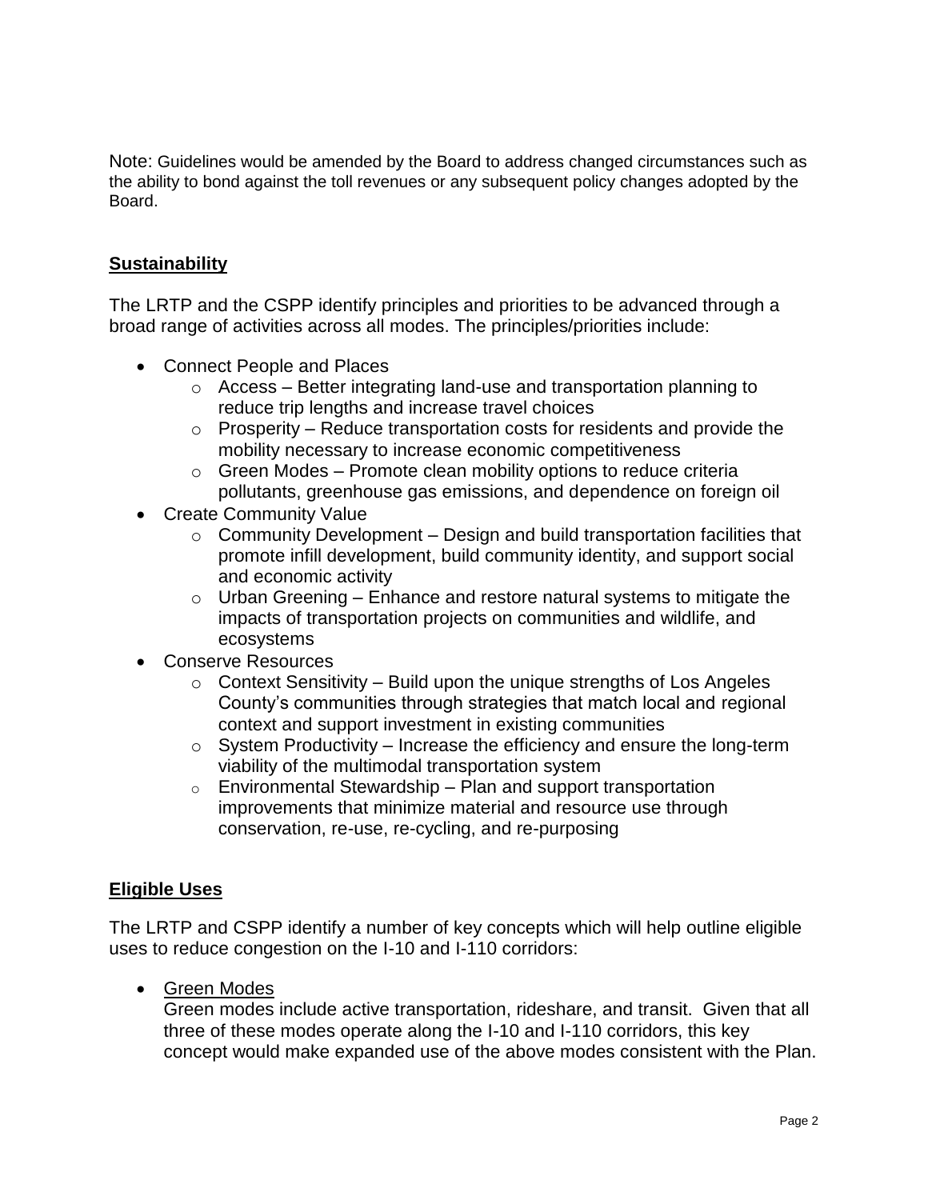Note: Guidelines would be amended by the Board to address changed circumstances such as the ability to bond against the toll revenues or any subsequent policy changes adopted by the Board.

## Sustainability

The LRTP and the CSPP identify principles and priorities to be advanced through a broad range of activities across all modes. The principles/priorities include:

- Connect People and Places
    - Access – Better integrating land-use and transportation planning to reduce trip lengths and increase travel choices
    - Prosperity – Reduce transportation costs for residents and provide the mobility necessary to increase economic competitiveness
    - Green Modes – Promote clean mobility options to reduce criteria pollutants, greenhouse gas emissions, and dependence on foreign oil
- Create Community Value
    - Community Development – Design and build transportation facilities that promote infill development, build community identity, and support social and economic activity
    - Urban Greening – Enhance and restore natural systems to mitigate the impacts of transportation projects on communities and wildlife, and ecosystems
- Conserve Resources
    - Context Sensitivity – Build upon the unique strengths of Los Angeles County's communities through strategies that match local and regional context and support investment in existing communities
    - System Productivity – Increase the efficiency and ensure the long-term viability of the multimodal transportation system
    - Environmental Stewardship – Plan and support transportation improvements that minimize material and resource use through conservation, re-use, re-cycling, and re-purposing

## Eligible Uses

The LRTP and CSPP identify a number of key concepts which will help outline eligible uses to reduce congestion on the I-10 and I-110 corridors:

- Green Modes
  Green modes include active transportation, rideshare, and transit. Given that all three of these modes operate along the I-10 and I-110 corridors, this key concept would make expanded use of the above modes consistent with the Plan.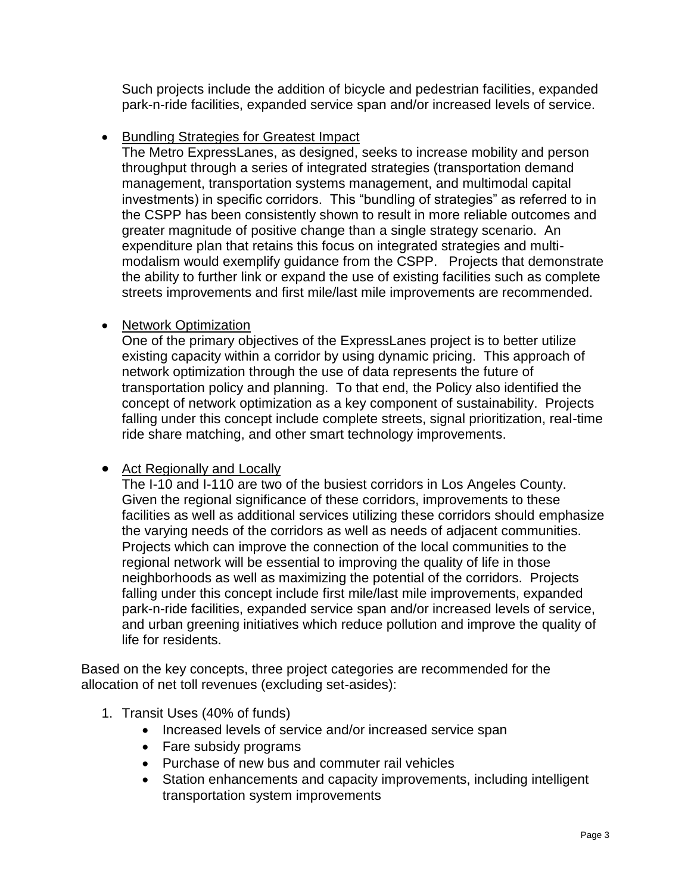Such projects include the addition of bicycle and pedestrian facilities, expanded park-n-ride facilities, expanded service span and/or increased levels of service.

- Bundling Strategies for Greatest Impact
  The Metro ExpressLanes, as designed, seeks to increase mobility and person throughput through a series of integrated strategies (transportation demand management, transportation systems management, and multimodal capital investments) in specific corridors. This "bundling of strategies" as referred to in the CSPP has been consistently shown to result in more reliable outcomes and greater magnitude of positive change than a single strategy scenario. An expenditure plan that retains this focus on integrated strategies and multi-modalism would exemplify guidance from the CSPP. Projects that demonstrate the ability to further link or expand the use of existing facilities such as complete streets improvements and first mile/last mile improvements are recommended.

- Network Optimization
  One of the primary objectives of the ExpressLanes project is to better utilize existing capacity within a corridor by using dynamic pricing. This approach of network optimization through the use of data represents the future of transportation policy and planning. To that end, the Policy also identified the concept of network optimization as a key component of sustainability. Projects falling under this concept include complete streets, signal prioritization, real-time ride share matching, and other smart technology improvements.

- Act Regionally and Locally
  The I-10 and I-110 are two of the busiest corridors in Los Angeles County. Given the regional significance of these corridors, improvements to these facilities as well as additional services utilizing these corridors should emphasize the varying needs of the corridors as well as needs of adjacent communities. Projects which can improve the connection of the local communities to the regional network will be essential to improving the quality of life in those neighborhoods as well as maximizing the potential of the corridors. Projects falling under this concept include first mile/last mile improvements, expanded park-n-ride facilities, expanded service span and/or increased levels of service, and urban greening initiatives which reduce pollution and improve the quality of life for residents.

Based on the key concepts, three project categories are recommended for the allocation of net toll revenues (excluding set-asides):

1. Transit Uses (40% of funds)
   - Increased levels of service and/or increased service span
   - Fare subsidy programs
   - Purchase of new bus and commuter rail vehicles
   - Station enhancements and capacity improvements, including intelligent transportation system improvements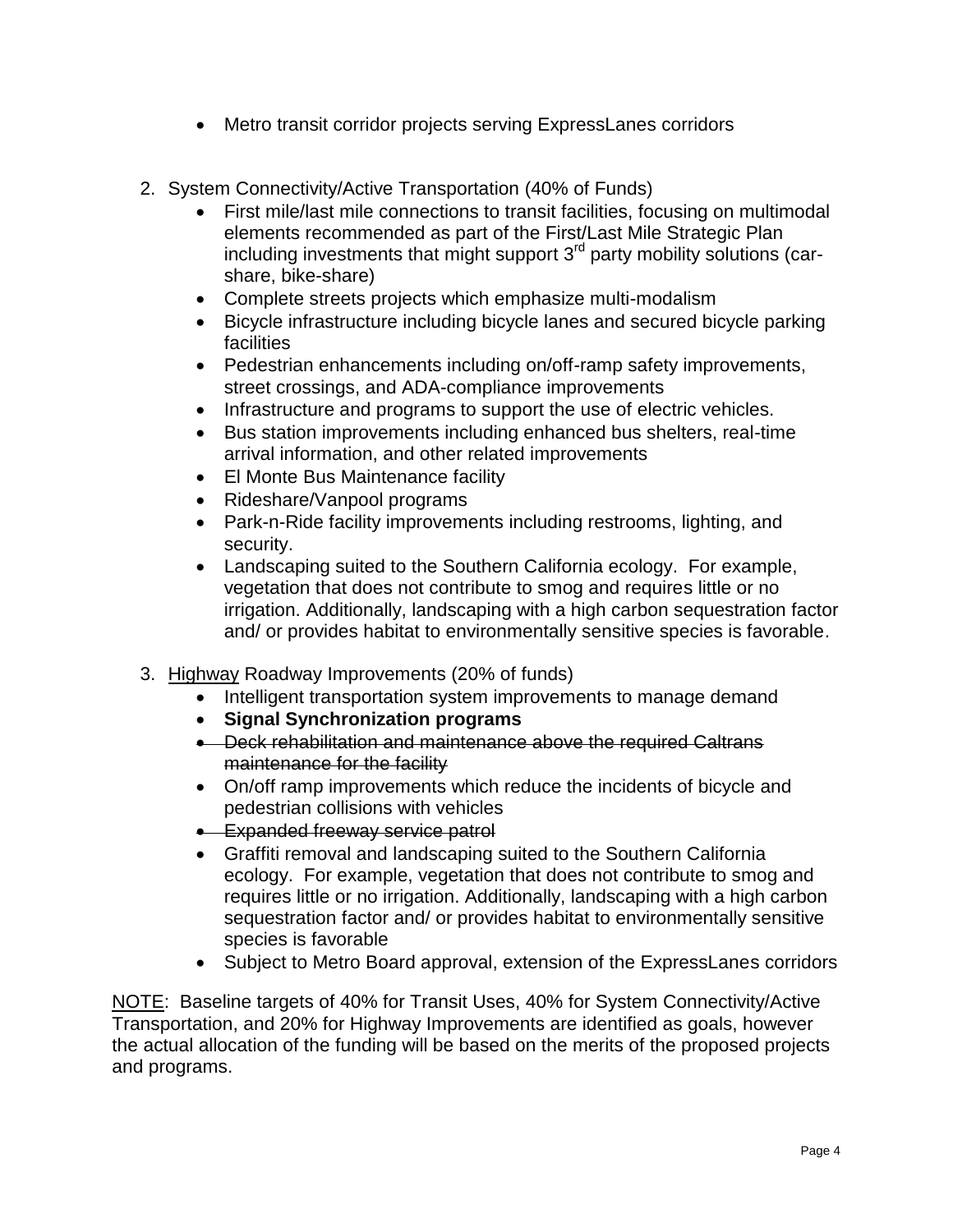- Metro transit corridor projects serving ExpressLanes corridors

2. System Connectivity/Active Transportation (40% of Funds)
   - First mile/last mile connections to transit facilities, focusing on multimodal elements recommended as part of the First/Last Mile Strategic Plan including investments that might support 3rd party mobility solutions (car-share, bike-share)
   - Complete streets projects which emphasize multi-modalism
   - Bicycle infrastructure including bicycle lanes and secured bicycle parking facilities
   - Pedestrian enhancements including on/off-ramp safety improvements, street crossings, and ADA-compliance improvements
   - Infrastructure and programs to support the use of electric vehicles.
   - Bus station improvements including enhanced bus shelters, real-time arrival information, and other related improvements
   - El Monte Bus Maintenance facility
   - Rideshare/Vanpool programs
   - Park-n-Ride facility improvements including restrooms, lighting, and security.
   - Landscaping suited to the Southern California ecology. For example, vegetation that does not contribute to smog and requires little or no irrigation. Additionally, landscaping with a high carbon sequestration factor and/ or provides habitat to environmentally sensitive species is favorable.

3. <u>Highway</u> Roadway Improvements (20% of funds)
   - Intelligent transportation system improvements to manage demand
   - **Signal Synchronization programs**
   - ~~Deck rehabilitation and maintenance above the required Caltrans maintenance for the facility~~
   - On/off ramp improvements which reduce the incidents of bicycle and pedestrian collisions with vehicles
   - ~~Expanded freeway service patrol~~
   - Graffiti removal and landscaping suited to the Southern California ecology. For example, vegetation that does not contribute to smog and requires little or no irrigation. Additionally, landscaping with a high carbon sequestration factor and/ or provides habitat to environmentally sensitive species is favorable
   - Subject to Metro Board approval, extension of the ExpressLanes corridors

<u>NOTE</u>: Baseline targets of 40% for Transit Uses, 40% for System Connectivity/Active Transportation, and 20% for Highway Improvements are identified as goals, however the actual allocation of the funding will be based on the merits of the proposed projects and programs.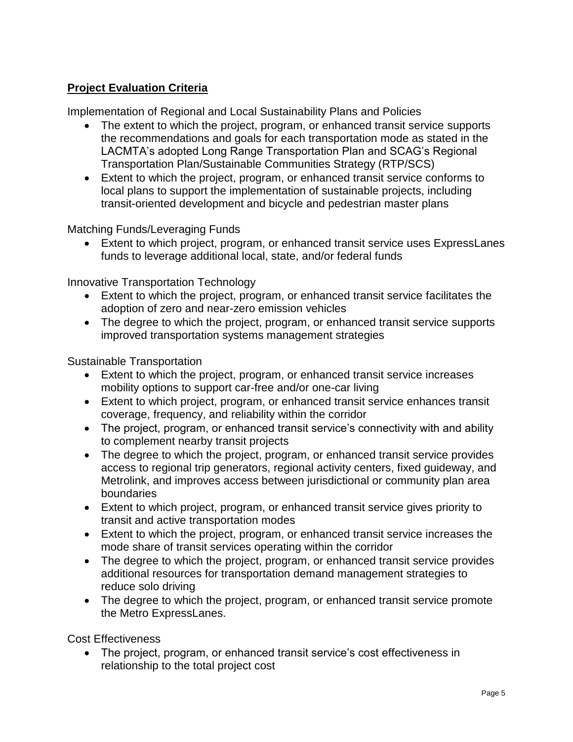**Project Evaluation Criteria**

Implementation of Regional and Local Sustainability Plans and Policies

- The extent to which the project, program, or enhanced transit service supports the recommendations and goals for each transportation mode as stated in the LACMTA's adopted Long Range Transportation Plan and SCAG's Regional Transportation Plan/Sustainable Communities Strategy (RTP/SCS)
- Extent to which the project, program, or enhanced transit service conforms to local plans to support the implementation of sustainable projects, including transit-oriented development and bicycle and pedestrian master plans

Matching Funds/Leveraging Funds

- Extent to which project, program, or enhanced transit service uses ExpressLanes funds to leverage additional local, state, and/or federal funds

Innovative Transportation Technology

- Extent to which the project, program, or enhanced transit service facilitates the adoption of zero and near-zero emission vehicles
- The degree to which the project, program, or enhanced transit service supports improved transportation systems management strategies

Sustainable Transportation

- Extent to which the project, program, or enhanced transit service increases mobility options to support car-free and/or one-car living
- Extent to which project, program, or enhanced transit service enhances transit coverage, frequency, and reliability within the corridor
- The project, program, or enhanced transit service's connectivity with and ability to complement nearby transit projects
- The degree to which the project, program, or enhanced transit service provides access to regional trip generators, regional activity centers, fixed guideway, and Metrolink, and improves access between jurisdictional or community plan area boundaries
- Extent to which project, program, or enhanced transit service gives priority to transit and active transportation modes
- Extent to which the project, program, or enhanced transit service increases the mode share of transit services operating within the corridor
- The degree to which the project, program, or enhanced transit service provides additional resources for transportation demand management strategies to reduce solo driving
- The degree to which the project, program, or enhanced transit service promote the Metro ExpressLanes.

Cost Effectiveness

- The project, program, or enhanced transit service's cost effectiveness in relationship to the total project cost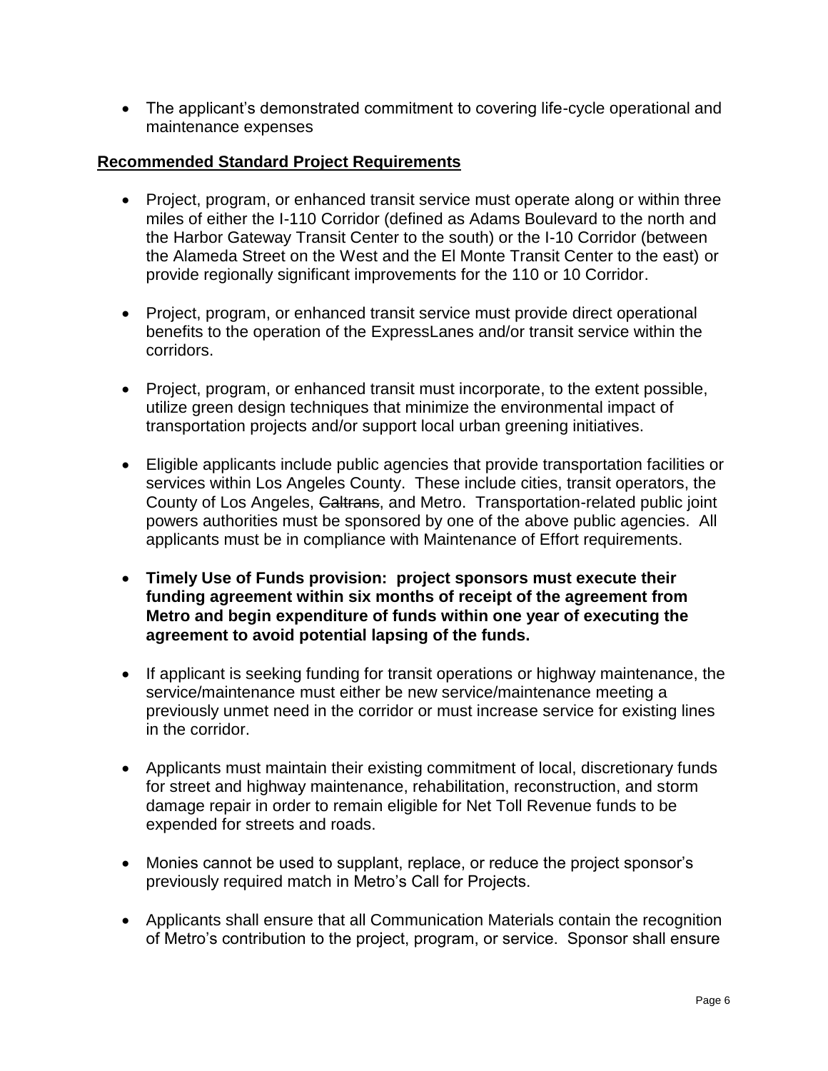- The applicant's demonstrated commitment to covering life-cycle operational and maintenance expenses

## Recommended Standard Project Requirements

- Project, program, or enhanced transit service must operate along or within three miles of either the I-110 Corridor (defined as Adams Boulevard to the north and the Harbor Gateway Transit Center to the south) or the I-10 Corridor (between the Alameda Street on the West and the El Monte Transit Center to the east) or provide regionally significant improvements for the 110 or 10 Corridor.

- Project, program, or enhanced transit service must provide direct operational benefits to the operation of the ExpressLanes and/or transit service within the corridors.

- Project, program, or enhanced transit must incorporate, to the extent possible, utilize green design techniques that minimize the environmental impact of transportation projects and/or support local urban greening initiatives.

- Eligible applicants include public agencies that provide transportation facilities or services within Los Angeles County. These include cities, transit operators, the County of Los Angeles, ~~Caltrans~~, and Metro. Transportation-related public joint powers authorities must be sponsored by one of the above public agencies. All applicants must be in compliance with Maintenance of Effort requirements.

- **Timely Use of Funds provision: project sponsors must execute their funding agreement within six months of receipt of the agreement from Metro and begin expenditure of funds within one year of executing the agreement to avoid potential lapsing of the funds.**

- If applicant is seeking funding for transit operations or highway maintenance, the service/maintenance must either be new service/maintenance meeting a previously unmet need in the corridor or must increase service for existing lines in the corridor.

- Applicants must maintain their existing commitment of local, discretionary funds for street and highway maintenance, rehabilitation, reconstruction, and storm damage repair in order to remain eligible for Net Toll Revenue funds to be expended for streets and roads.

- Monies cannot be used to supplant, replace, or reduce the project sponsor's previously required match in Metro's Call for Projects.

- Applicants shall ensure that all Communication Materials contain the recognition of Metro's contribution to the project, program, or service. Sponsor shall ensure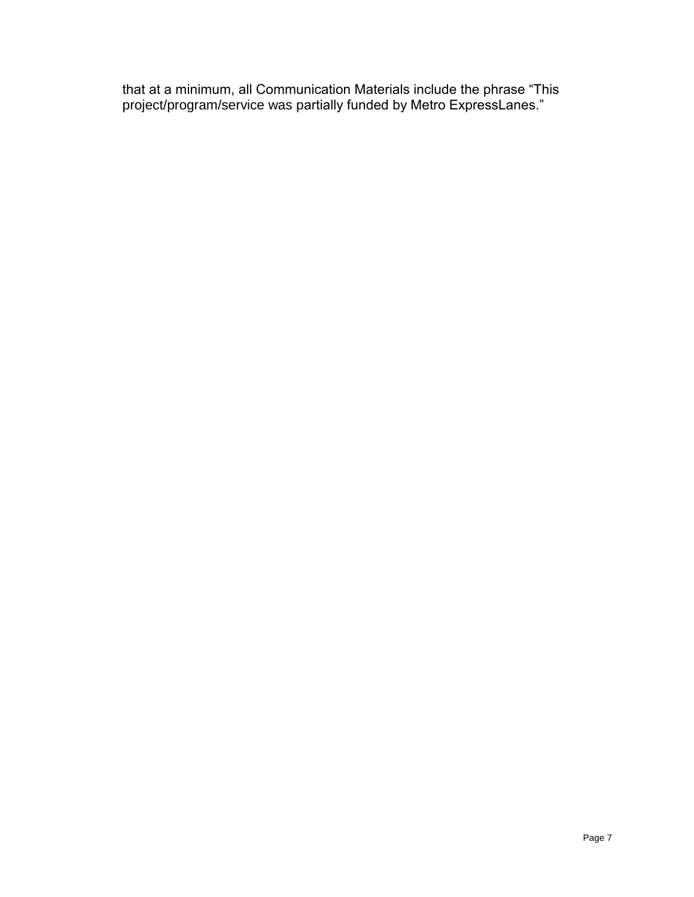that at a minimum, all Communication Materials include the phrase “This project/program/service was partially funded by Metro ExpressLanes.”